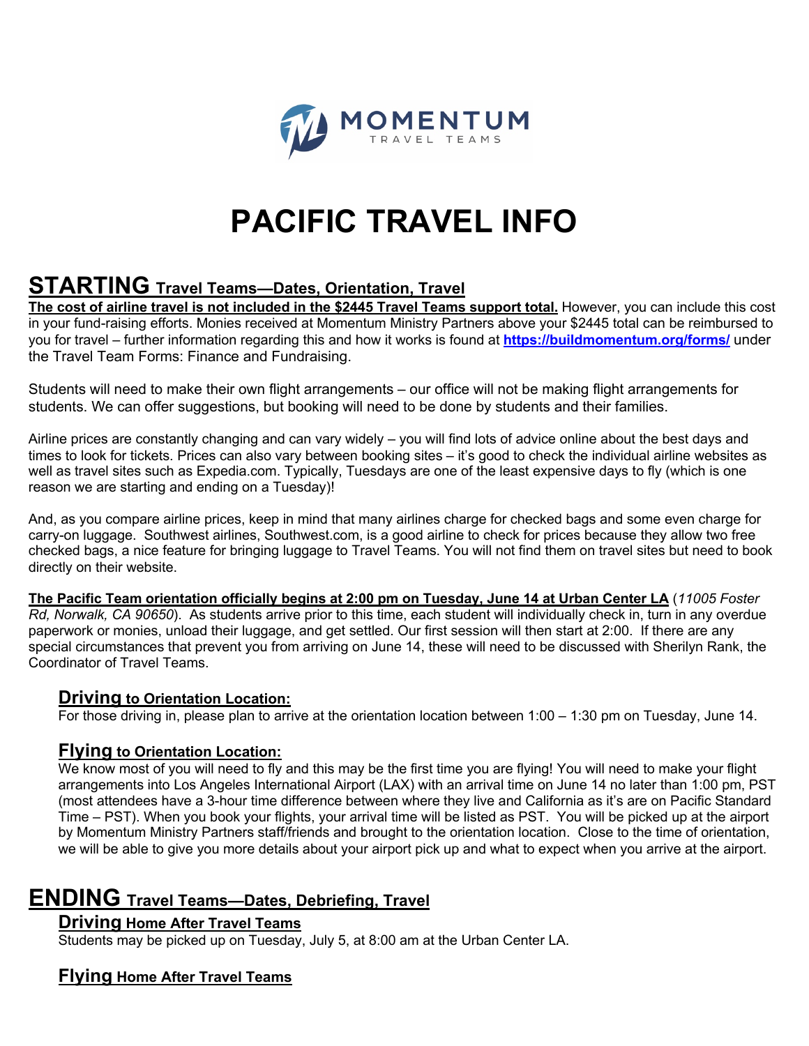MOMENTUM
TRAVEL TEAMS

# PACIFIC TRAVEL INFO

## STARTING Travel Teams—Dates, Orientation, Travel

**The cost of airline travel is not included in the $2445 Travel Teams support total.** However, you can include this cost in your fund-raising efforts. Monies received at Momentum Ministry Partners above your $2445 total can be reimbursed to you for travel – further information regarding this and how it works is found at **https://buildmomentum.org/forms/** under the Travel Team Forms: Finance and Fundraising.

Students will need to make their own flight arrangements – our office will not be making flight arrangements for students. We can offer suggestions, but booking will need to be done by students and their families.

Airline prices are constantly changing and can vary widely – you will find lots of advice online about the best days and times to look for tickets. Prices can also vary between booking sites – it's good to check the individual airline websites as well as travel sites such as Expedia.com. Typically, Tuesdays are one of the least expensive days to fly (which is one reason we are starting and ending on a Tuesday)!

And, as you compare airline prices, keep in mind that many airlines charge for checked bags and some even charge for carry-on luggage. Southwest airlines, Southwest.com, is a good airline to check for prices because they allow two free checked bags, a nice feature for bringing luggage to Travel Teams. You will not find them on travel sites but need to book directly on their website.

**The Pacific Team orientation officially begins at 2:00 pm on Tuesday, June 14 at Urban Center LA** (*11005 Foster Rd, Norwalk, CA 90650*). As students arrive prior to this time, each student will individually check in, turn in any overdue paperwork or monies, unload their luggage, and get settled. Our first session will then start at 2:00. If there are any special circumstances that prevent you from arriving on June 14, these will need to be discussed with Sherilyn Rank, the Coordinator of Travel Teams.

### Driving to Orientation Location:

For those driving in, please plan to arrive at the orientation location between 1:00 – 1:30 pm on Tuesday, June 14.

### Flying to Orientation Location:

We know most of you will need to fly and this may be the first time you are flying! You will need to make your flight arrangements into Los Angeles International Airport (LAX) with an arrival time on June 14 no later than 1:00 pm, PST (most attendees have a 3-hour time difference between where they live and California as it's are on Pacific Standard Time – PST). When you book your flights, your arrival time will be listed as PST. You will be picked up at the airport by Momentum Ministry Partners staff/friends and brought to the orientation location. Close to the time of orientation, we will be able to give you more details about your airport pick up and what to expect when you arrive at the airport.

## ENDING Travel Teams—Dates, Debriefing, Travel

### Driving Home After Travel Teams

Students may be picked up on Tuesday, July 5, at 8:00 am at the Urban Center LA.

### Flying Home After Travel Teams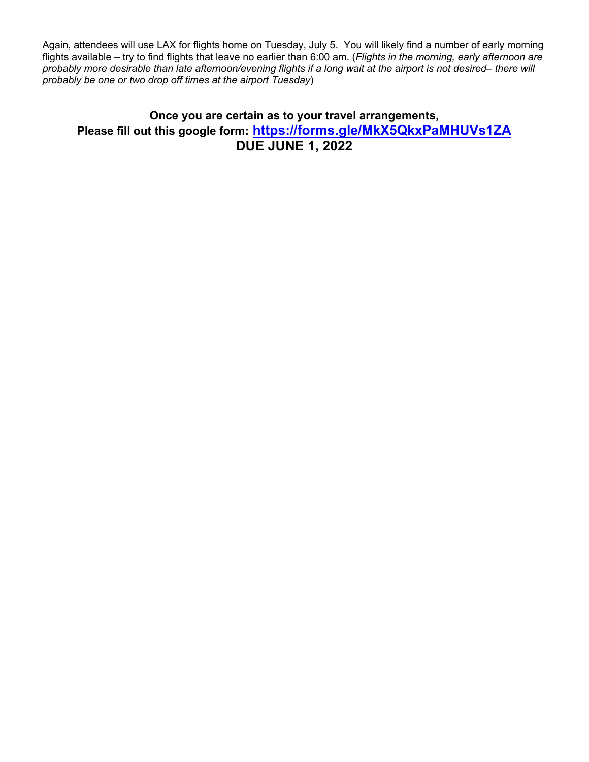Again, attendees will use LAX for flights home on Tuesday, July 5. You will likely find a number of early morning flights available – try to find flights that leave no earlier than 6:00 am. (*Flights in the morning, early afternoon are probably more desirable than late afternoon/evening flights if a long wait at the airport is not desired– there will probably be one or two drop off times at the airport Tuesday*)

**Once you are certain as to your travel arrangements,**
**Please fill out this google form: [https://forms.gle/MkX5QkxPaMHUVs1ZA](https://forms.gle/MkX5QkxPaMHUVs1ZA)**
**DUE JUNE 1, 2022**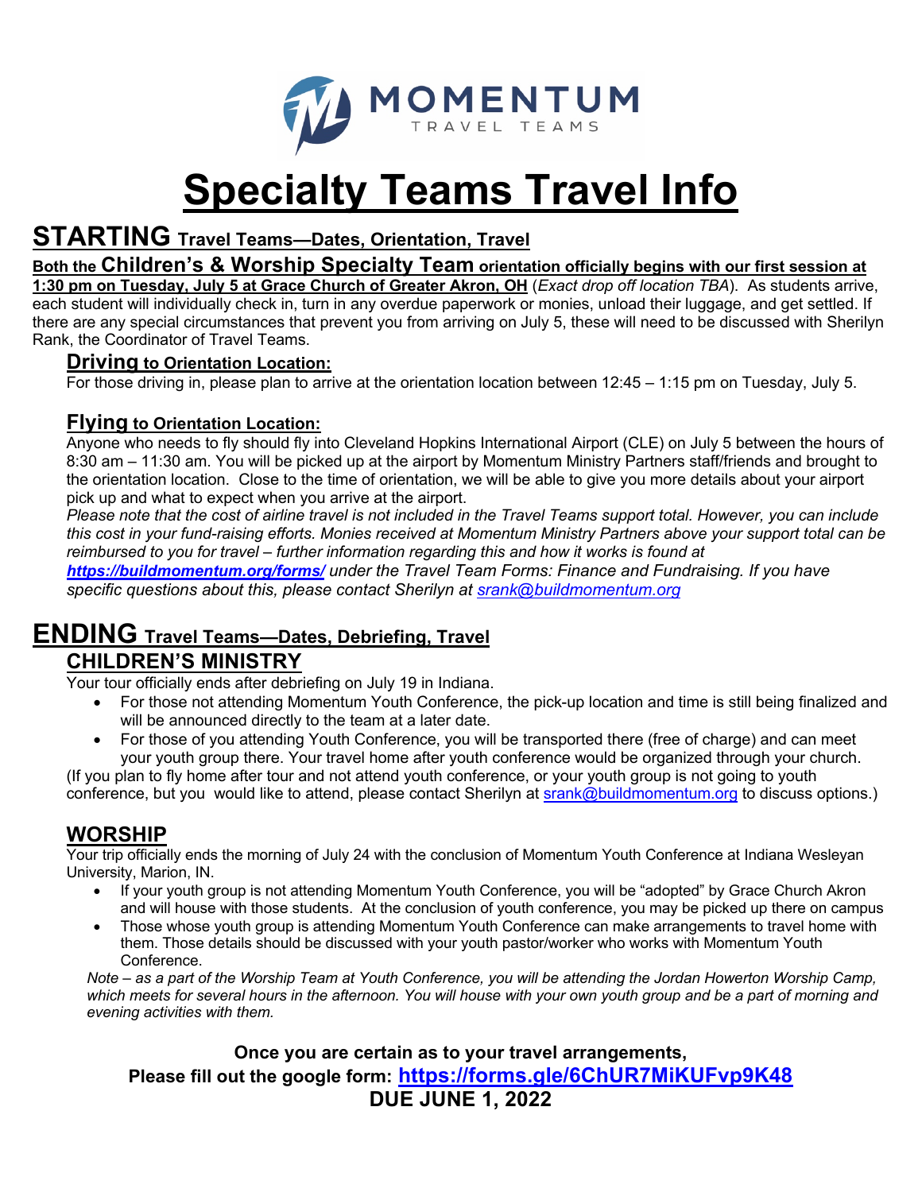MOMENTUM
TRAVEL TEAMS

# Specialty Teams Travel Info

## STARTING Travel Teams—Dates, Orientation, Travel

**Both the Children's & Worship Specialty Team orientation officially begins with our first session at 1:30 pm on Tuesday, July 5 at Grace Church of Greater Akron, OH** (*Exact drop off location TBA*). As students arrive, each student will individually check in, turn in any overdue paperwork or monies, unload their luggage, and get settled. If there are any special circumstances that prevent you from arriving on July 5, these will need to be discussed with Sherilyn Rank, the Coordinator of Travel Teams.

### Driving to Orientation Location:

For those driving in, please plan to arrive at the orientation location between 12:45 – 1:15 pm on Tuesday, July 5.

### Flying to Orientation Location:

Anyone who needs to fly should fly into Cleveland Hopkins International Airport (CLE) on July 5 between the hours of 8:30 am – 11:30 am. You will be picked up at the airport by Momentum Ministry Partners staff/friends and brought to the orientation location. Close to the time of orientation, we will be able to give you more details about your airport pick up and what to expect when you arrive at the airport.

*Please note that the cost of airline travel is not included in the Travel Teams support total. However, you can include this cost in your fund-raising efforts. Monies received at Momentum Ministry Partners above your support total can be reimbursed to you for travel – further information regarding this and how it works is found at **https://buildmomentum.org/forms/** under the Travel Team Forms: Finance and Fundraising. If you have specific questions about this, please contact Sherilyn at srank@buildmomentum.org*

## ENDING Travel Teams—Dates, Debriefing, Travel

### CHILDREN'S MINISTRY

Your tour officially ends after debriefing on July 19 in Indiana.

- For those not attending Momentum Youth Conference, the pick-up location and time is still being finalized and will be announced directly to the team at a later date.
- For those of you attending Youth Conference, you will be transported there (free of charge) and can meet your youth group there. Your travel home after youth conference would be organized through your church.

(If you plan to fly home after tour and not attend youth conference, or your youth group is not going to youth conference, but you would like to attend, please contact Sherilyn at srank@buildmomentum.org to discuss options.)

### WORSHIP

Your trip officially ends the morning of July 24 with the conclusion of Momentum Youth Conference at Indiana Wesleyan University, Marion, IN.

- If your youth group is not attending Momentum Youth Conference, you will be "adopted" by Grace Church Akron and will house with those students. At the conclusion of youth conference, you may be picked up there on campus
- Those whose youth group is attending Momentum Youth Conference can make arrangements to travel home with them. Those details should be discussed with your youth pastor/worker who works with Momentum Youth Conference.

*Note – as a part of the Worship Team at Youth Conference, you will be attending the Jordan Howerton Worship Camp, which meets for several hours in the afternoon. You will house with your own youth group and be a part of morning and evening activities with them.*

**Once you are certain as to your travel arrangements,**
**Please fill out the google form: https://forms.gle/6ChUR7MiKUFvp9K48**
**DUE JUNE 1, 2022**